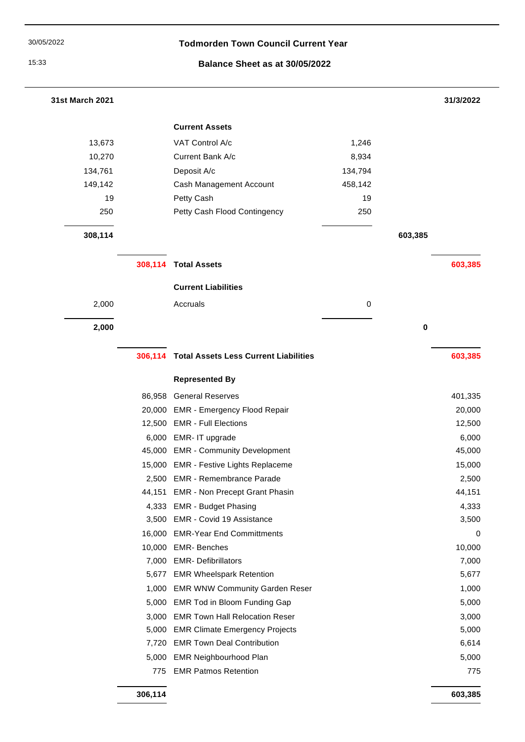30/05/2022

15:33

# Todmorden Town Council Current Year

## Balance Sheet as at 30/05/2022

| 31st March 2021 | | | | | 31/3/2022 |
|---|---|---|---|---|---|
| | | **Current Assets** | | | |
| 13,673 | | VAT Control A/c | 1,246 | | |
| 10,270 | | Current Bank A/c | 8,934 | | |
| 134,761 | | Deposit A/c | 134,794 | | |
| 149,142 | | Cash Management Account | 458,142 | | |
| 19 | | Petty Cash | 19 | | |
| 250 | | Petty Cash Flood Contingency | 250 | | |
| **308,114** | | | | **603,385** | |
| | **308,114** | **Total Assets** | | | **603,385** |
| | | **Current Liabilities** | | | |
| 2,000 | | Accruals | 0 | | |
| **2,000** | | | | **0** | |
| | **306,114** | **Total Assets Less Current Liabilities** | | | **603,385** |
| | | **Represented By** | | | |
| | 86,958 | General Reserves | | | 401,335 |
| | 20,000 | EMR - Emergency Flood Repair | | | 20,000 |
| | 12,500 | EMR - Full Elections | | | 12,500 |
| | 6,000 | EMR- IT upgrade | | | 6,000 |
| | 45,000 | EMR - Community Development | | | 45,000 |
| | 15,000 | EMR - Festive Lights Replaceme | | | 15,000 |
| | 2,500 | EMR - Remembrance Parade | | | 2,500 |
| | 44,151 | EMR - Non Precept Grant Phasin | | | 44,151 |
| | 4,333 | EMR - Budget Phasing | | | 4,333 |
| | 3,500 | EMR - Covid 19 Assistance | | | 3,500 |
| | 16,000 | EMR-Year End Committments | | | 0 |
| | 10,000 | EMR- Benches | | | 10,000 |
| | 7,000 | EMR- Defibrillators | | | 7,000 |
| | 5,677 | EMR Wheelspark Retention | | | 5,677 |
| | 1,000 | EMR WNW Community Garden Reser | | | 1,000 |
| | 5,000 | EMR Tod in Bloom Funding Gap | | | 5,000 |
| | 3,000 | EMR Town Hall Relocation Reser | | | 3,000 |
| | 5,000 | EMR Climate Emergency Projects | | | 5,000 |
| | 7,720 | EMR Town Deal Contribution | | | 6,614 |
| | 5,000 | EMR Neighbourhood Plan | | | 5,000 |
| | 775 | EMR Patmos Retention | | | 775 |
| | **306,114** | | | | **603,385** |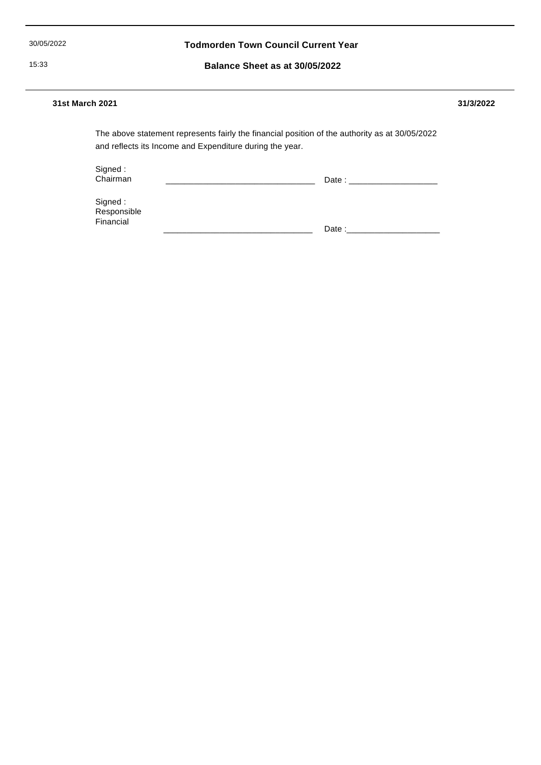# Todmorden Town Council Current Year

## Balance Sheet as at 30/05/2022

| 31st March 2021 | 31/3/2022 |
|---|---|

The above statement represents fairly the financial position of the authority as at 30/05/2022 and reflects its Income and Expenditure during the year.

Signed : Chairman _______________________________ Date : ___________________

Signed : Responsible Financial _______________________________ Date :____________________